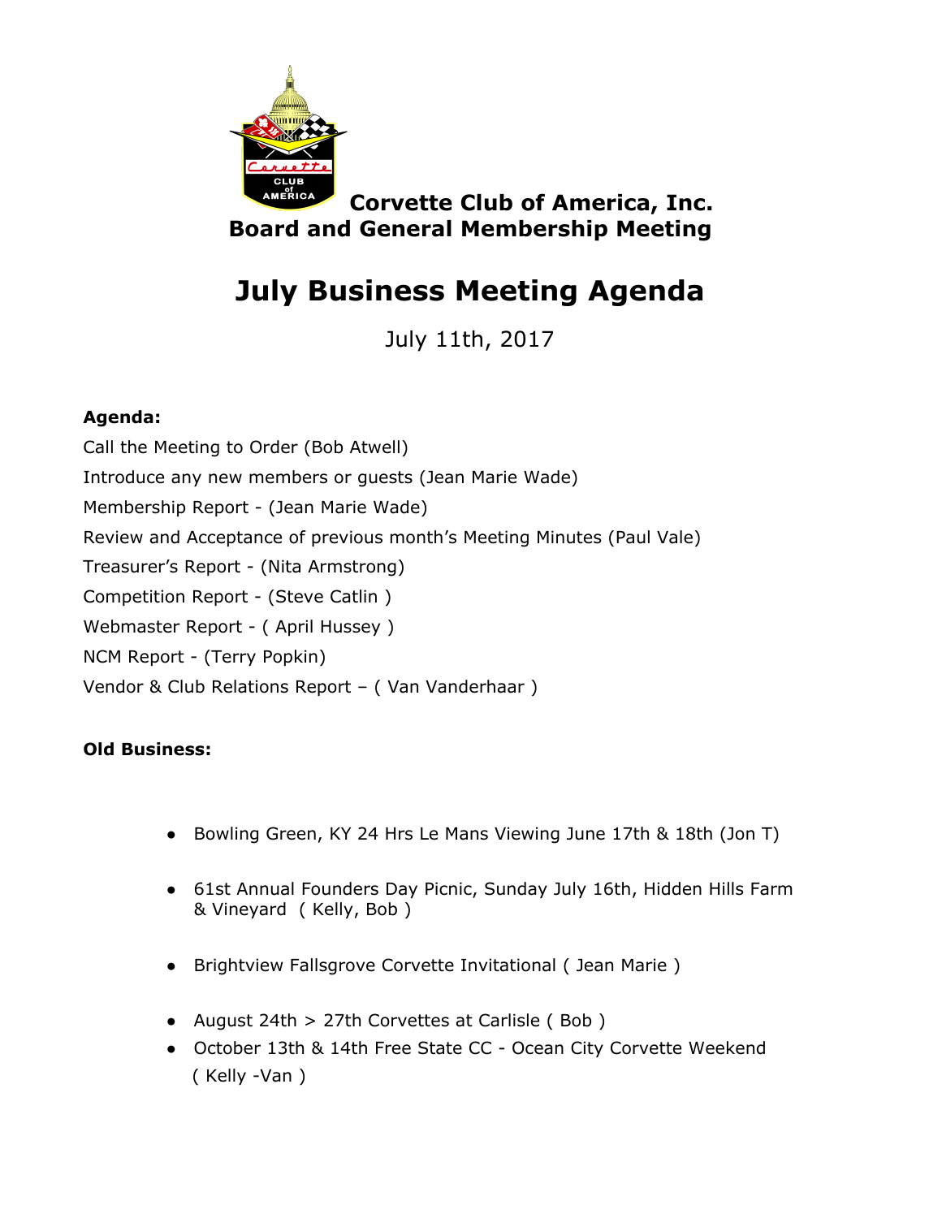**Corvette Club of America, Inc.**
**Board and General Membership Meeting**

# July Business Meeting Agenda

July 11th, 2017

**Agenda:**

Call the Meeting to Order (Bob Atwell)
Introduce any new members or guests (Jean Marie Wade)
Membership Report - (Jean Marie Wade)
Review and Acceptance of previous month's Meeting Minutes (Paul Vale)
Treasurer's Report - (Nita Armstrong)
Competition Report - (Steve Catlin )
Webmaster Report - ( April Hussey )
NCM Report - (Terry Popkin)
Vendor & Club Relations Report – ( Van Vanderhaar )

**Old Business:**

- Bowling Green, KY 24 Hrs Le Mans Viewing June 17th & 18th (Jon T)
- 61st Annual Founders Day Picnic, Sunday July 16th, Hidden Hills Farm & Vineyard ( Kelly, Bob )
- Brightview Fallsgrove Corvette Invitational ( Jean Marie )
- August 24th > 27th Corvettes at Carlisle ( Bob )
- October 13th & 14th Free State CC - Ocean City Corvette Weekend ( Kelly -Van )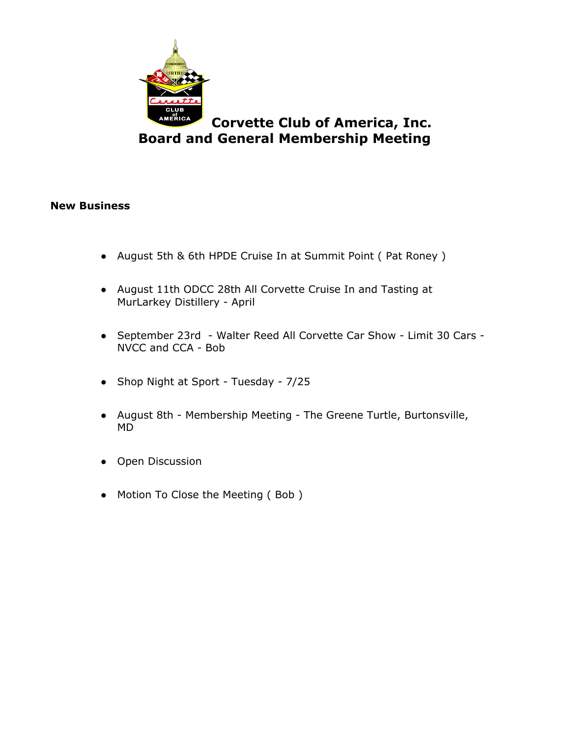# Corvette Club of America, Inc.
## Board and General Membership Meeting

**New Business**

- August 5th & 6th HPDE Cruise In at Summit Point ( Pat Roney )
- August 11th ODCC 28th All Corvette Cruise In and Tasting at MurLarkey Distillery - April
- September 23rd - Walter Reed All Corvette Car Show - Limit 30 Cars - NVCC and CCA - Bob
- Shop Night at Sport - Tuesday - 7/25
- August 8th - Membership Meeting - The Greene Turtle, Burtonsville, MD
- Open Discussion
- Motion To Close the Meeting ( Bob )